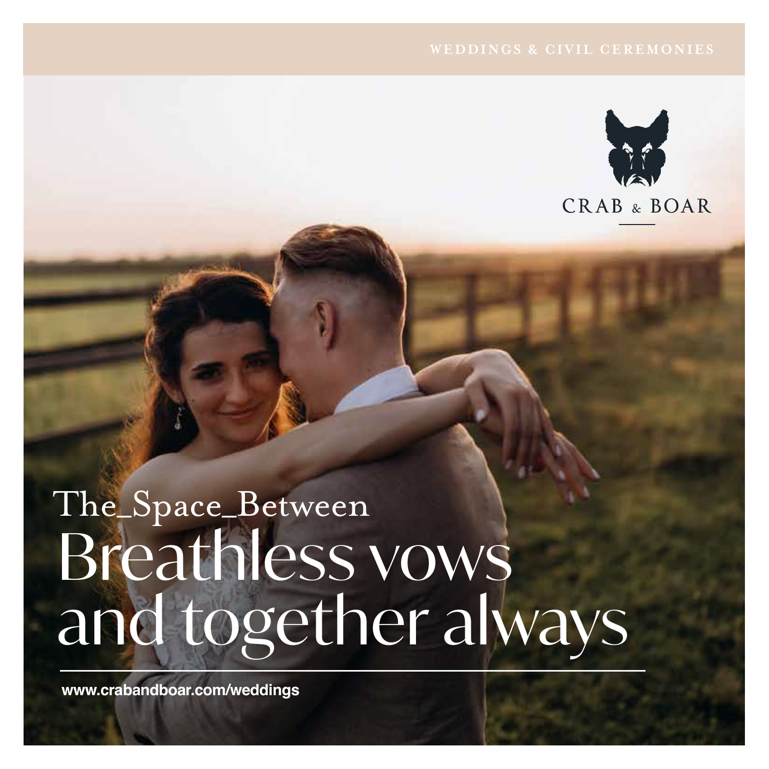WEDDINGS & CIVIL CEREMONIES

CRAB & BOAR

The_Space_Between

# Breathless vows and together always

www.crabandboar.com/weddings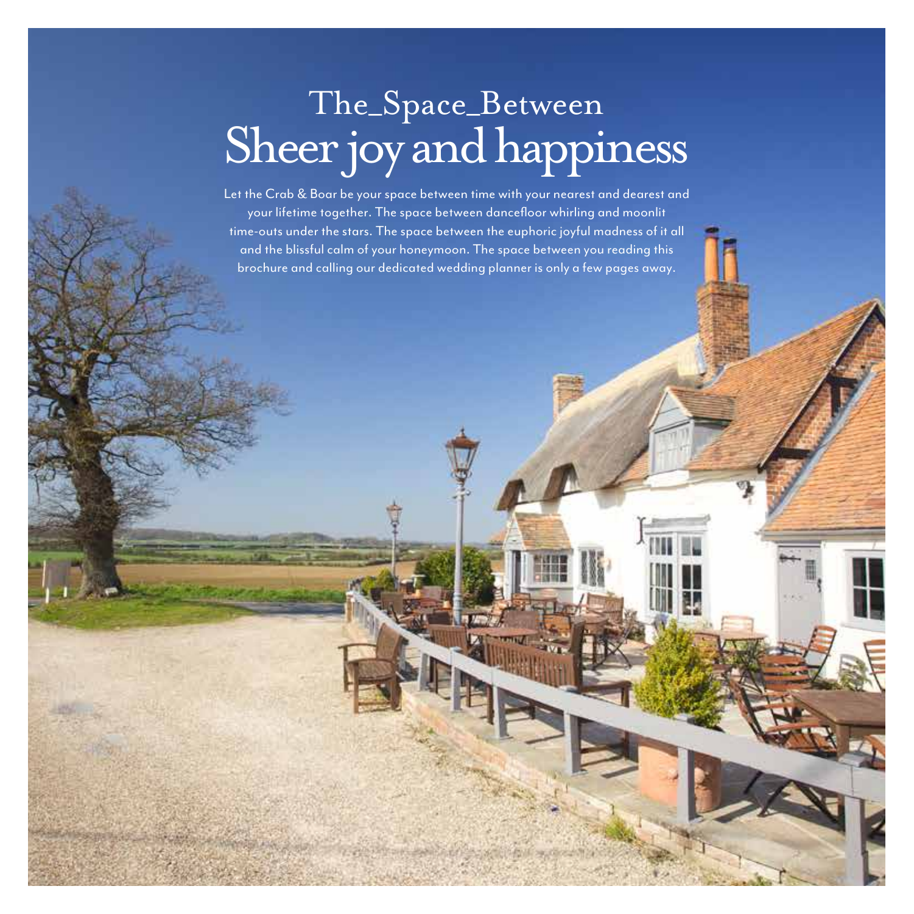# The_Space_Between
# Sheer joy and happiness

Let the Crab & Boar be your space between time with your nearest and dearest and your lifetime together. The space between dancefloor whirling and moonlit time-outs under the stars. The space between the euphoric joyful madness of it all and the blissful calm of your honeymoon. The space between you reading this brochure and calling our dedicated wedding planner is only a few pages away.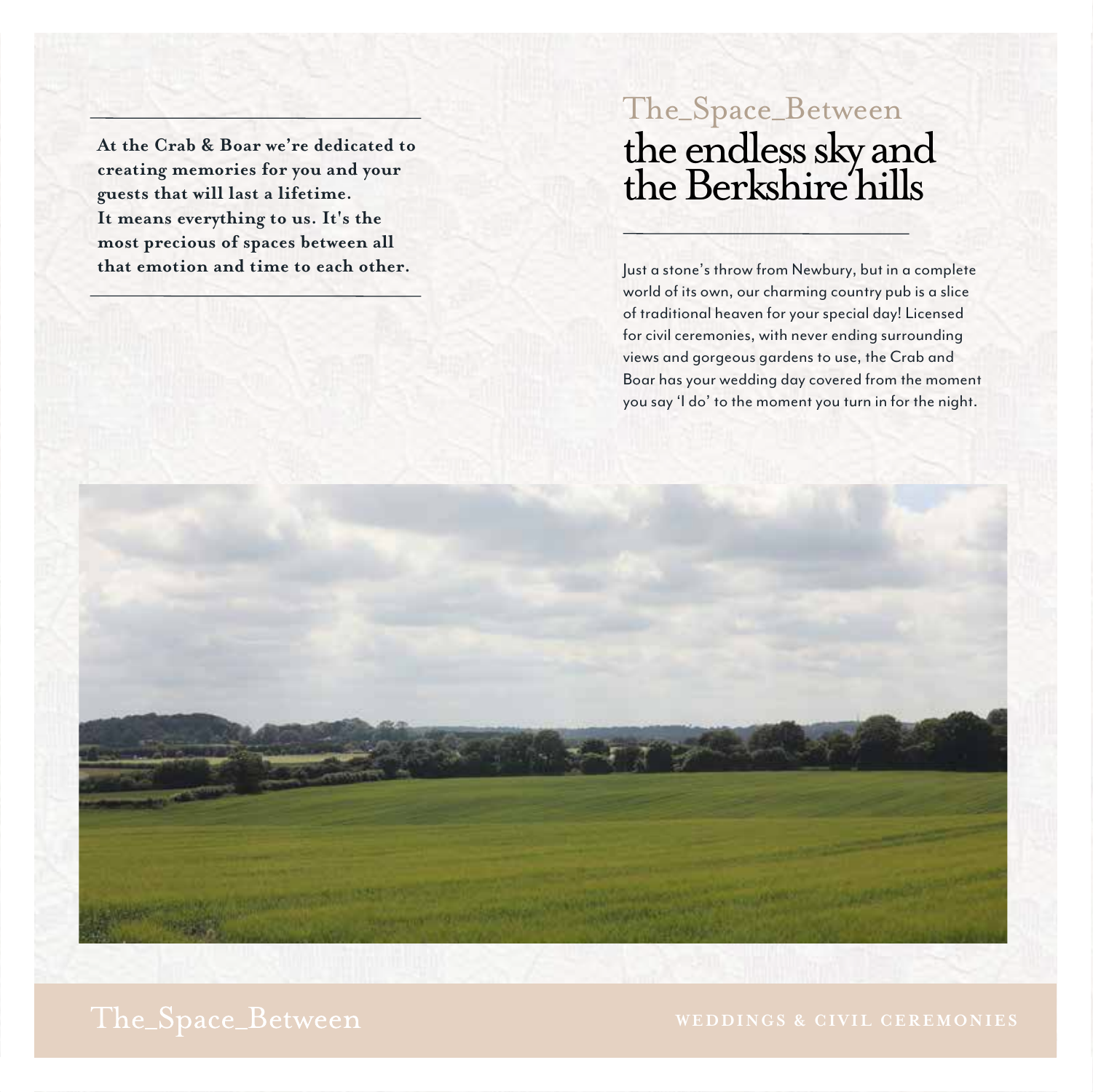**At the Crab & Boar we're dedicated to creating memories for you and your guests that will last a lifetime. It means everything to us. It's the most precious of spaces between all that emotion and time to each other.**

## The_Space_Between

# the endless sky and the Berkshire hills

Just a stone's throw from Newbury, but in a complete world of its own, our charming country pub is a slice of traditional heaven for your special day! Licensed for civil ceremonies, with never ending surrounding views and gorgeous gardens to use, the Crab and Boar has your wedding day covered from the moment you say 'I do' to the moment you turn in for the night.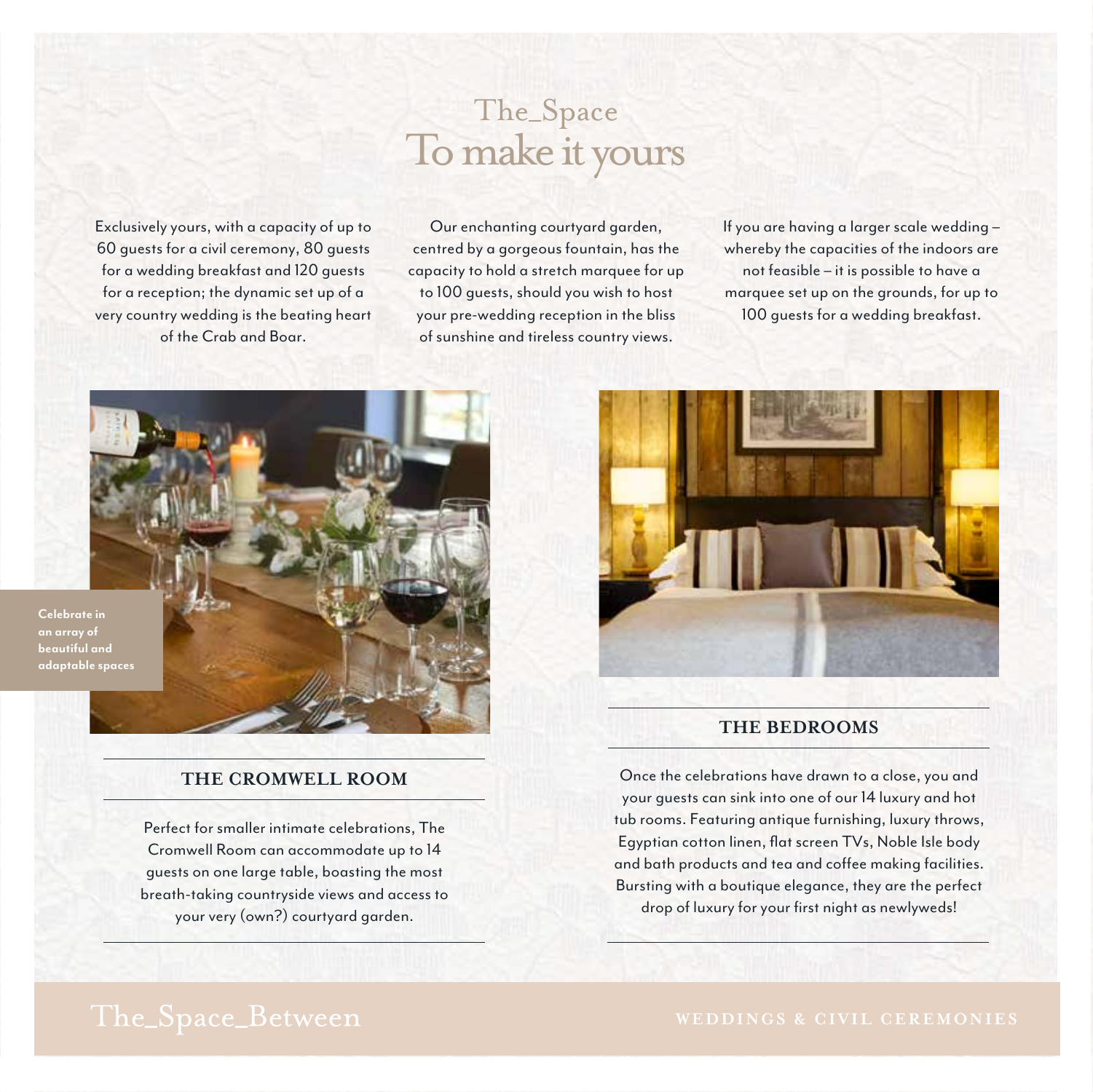# The_Space
## To make it yours

Exclusively yours, with a capacity of up to 60 guests for a civil ceremony, 80 guests for a wedding breakfast and 120 guests for a reception; the dynamic set up of a very country wedding is the beating heart of the Crab and Boar.

Our enchanting courtyard garden, centred by a gorgeous fountain, has the capacity to hold a stretch marquee for up to 100 guests, should you wish to host your pre-wedding reception in the bliss of sunshine and tireless country views.

If you are having a larger scale wedding – whereby the capacities of the indoors are not feasible – it is possible to have a marquee set up on the grounds, for up to 100 guests for a wedding breakfast.

**Celebrate in an array of beautiful and adaptable spaces**

### THE CROMWELL ROOM

Perfect for smaller intimate celebrations, The Cromwell Room can accommodate up to 14 guests on one large table, boasting the most breath-taking countryside views and access to your very (own?) courtyard garden.

### THE BEDROOMS

Once the celebrations have drawn to a close, you and your guests can sink into one of our 14 luxury and hot tub rooms. Featuring antique furnishing, luxury throws, Egyptian cotton linen, flat screen TVs, Noble Isle body and bath products and tea and coffee making facilities. Bursting with a boutique elegance, they are the perfect drop of luxury for your first night as newlyweds!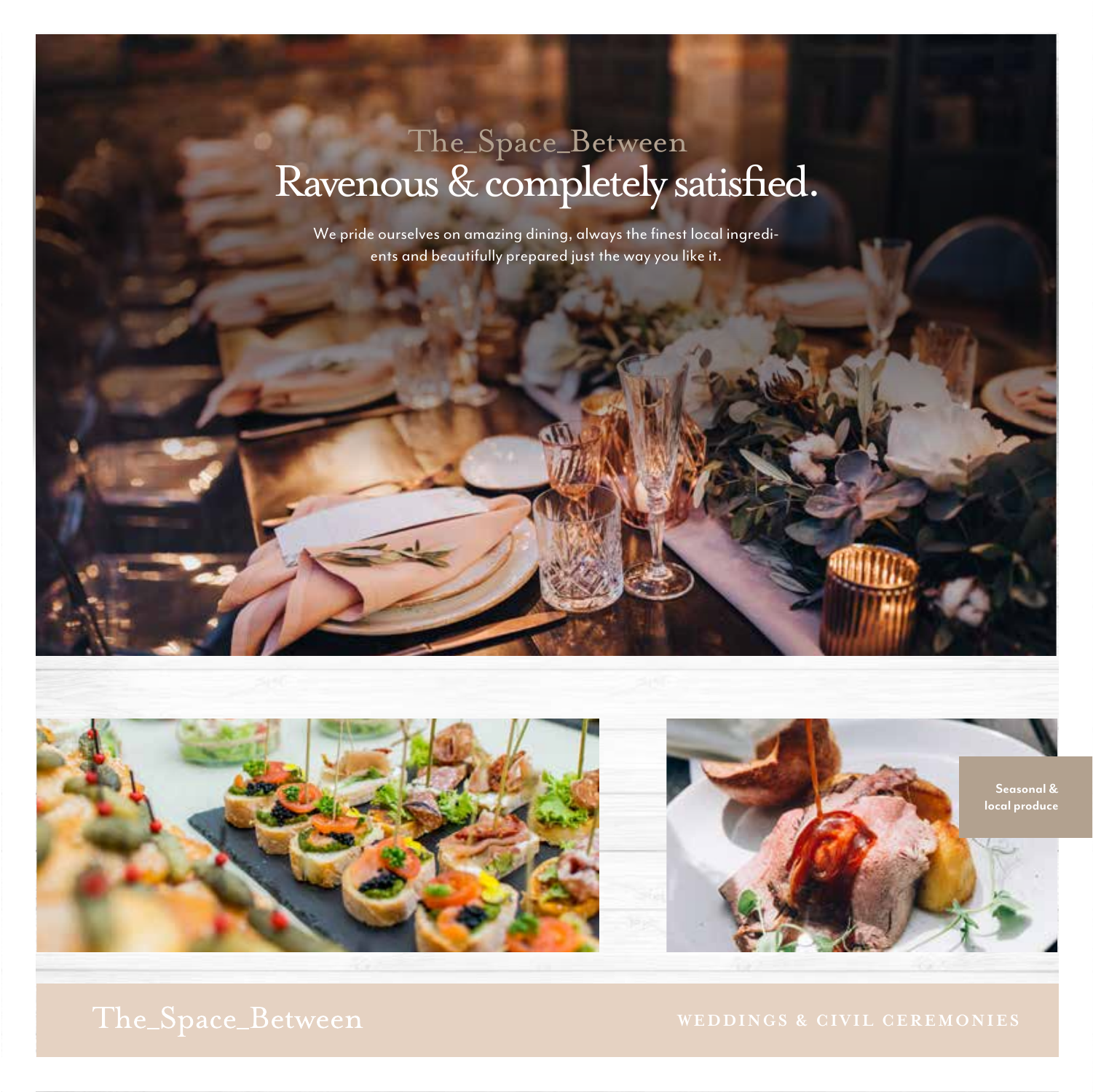The_Space_Between

# Ravenous & completely satisfied.

We pride ourselves on amazing dining, always the finest local ingredients and beautifully prepared just the way you like it.

**Seasonal & local produce**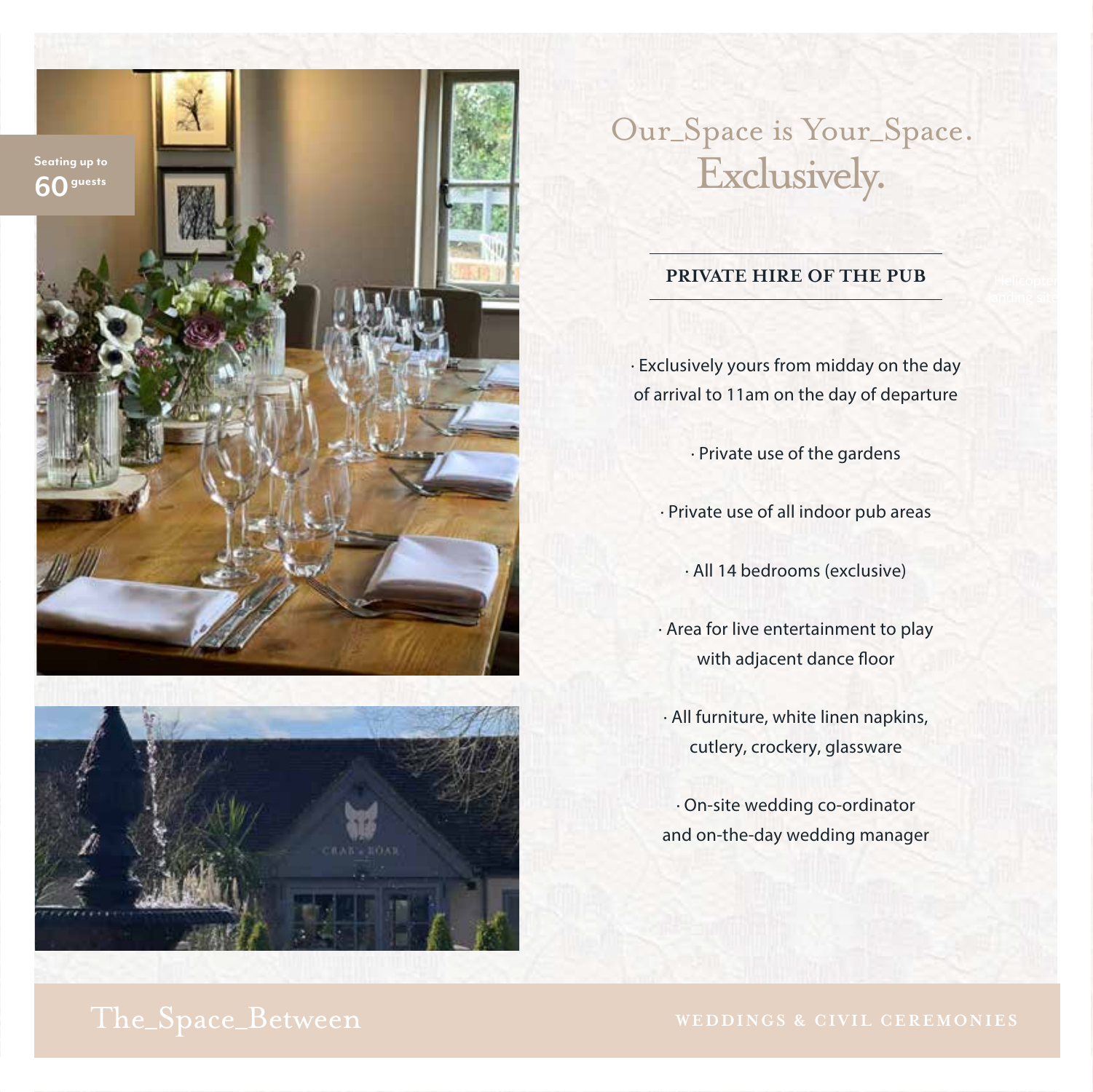Seating up to **60** guests

# Our_Space is Your_Space. Exclusively.

## PRIVATE HIRE OF THE PUB

· Exclusively yours from midday on the day of arrival to 11am on the day of departure

· Private use of the gardens

· Private use of all indoor pub areas

· All 14 bedrooms (exclusive)

· Area for live entertainment to play with adjacent dance floor

· All furniture, white linen napkins, cutlery, crockery, glassware

· On-site wedding co-ordinator and on-the-day wedding manager

Helicopter landing site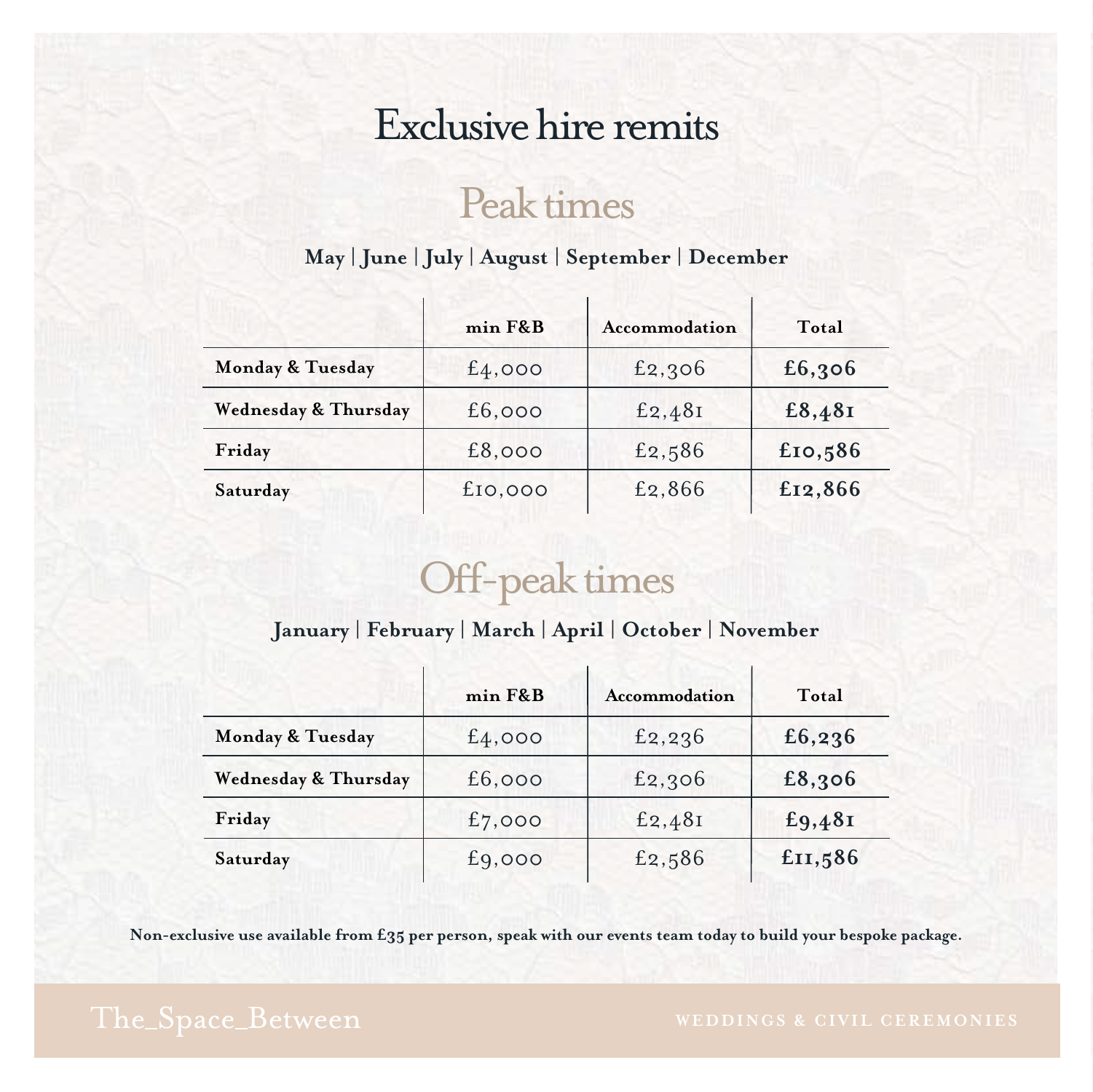# Exclusive hire remits

## Peak times

**May | June | July | August | September | December**

| | min F&B | Accommodation | Total |
|---|---|---|---|
| **Monday & Tuesday** | £4,000 | £2,306 | **£6,306** |
| **Wednesday & Thursday** | £6,000 | £2,481 | **£8,481** |
| **Friday** | £8,000 | £2,586 | **£10,586** |
| **Saturday** | £10,000 | £2,866 | **£12,866** |

## Off-peak times

**January | February | March | April | October | November**

| | min F&B | Accommodation | Total |
|---|---|---|---|
| **Monday & Tuesday** | £4,000 | £2,236 | **£6,236** |
| **Wednesday & Thursday** | £6,000 | £2,306 | **£8,306** |
| **Friday** | £7,000 | £2,481 | **£9,481** |
| **Saturday** | £9,000 | £2,586 | **£11,586** |

**Non-exclusive use available from £35 per person, speak with our events team today to build your bespoke package.**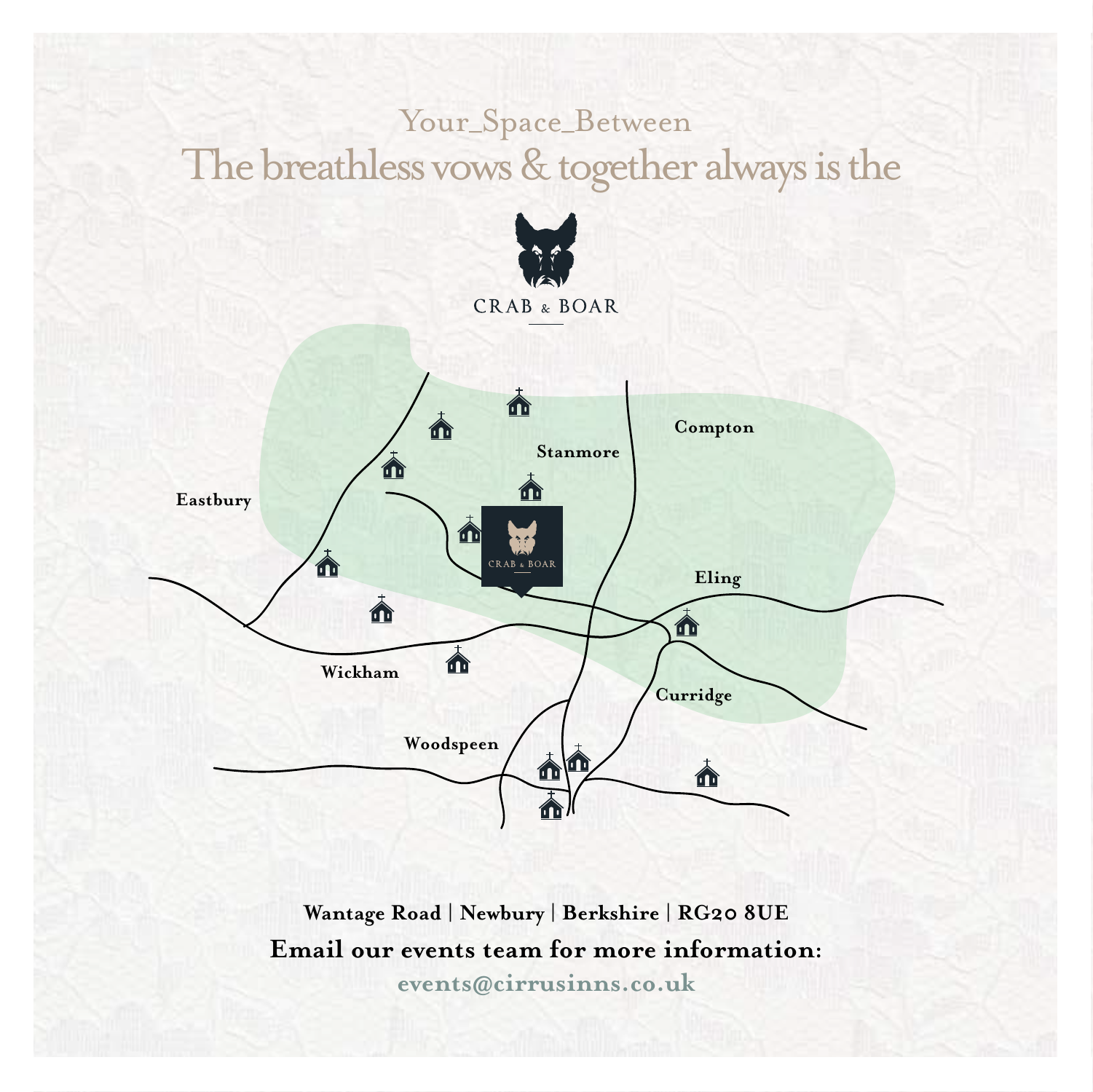Your_Space_Between

# The breathless vows & together always is the

CRAB & BOAR

Stanmore

Compton

Eastbury

CRAB & BOAR

Eling

Wickham

Curridge

Woodspeen

**Wantage Road | Newbury | Berkshire | RG20 8UE**

**Email our events team for more information:**

events@cirrusinns.co.uk